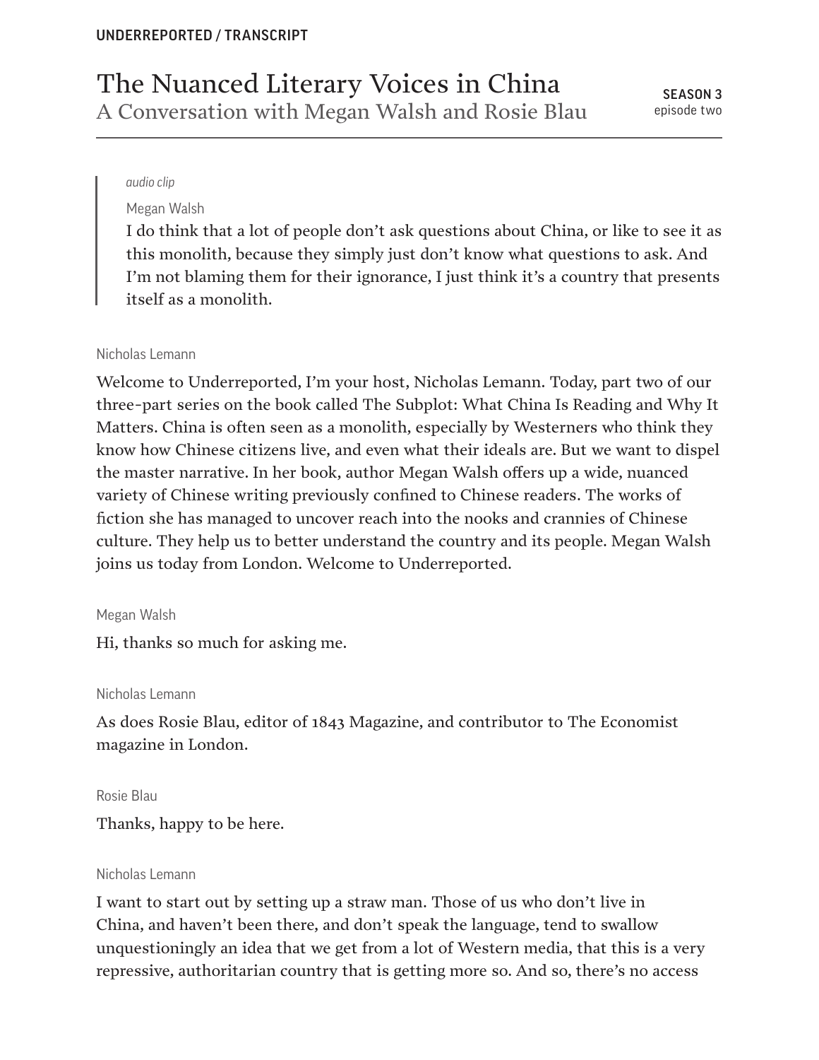UNDERREPORTED / TRANSCRIPT

# The Nuanced Literary Voices in China

## A Conversation with Megan Walsh and Rosie Blau

**SEASON 3**
episode two

> *audio clip*
>
> Megan Walsh
>
> I do think that a lot of people don't ask questions about China, or like to see it as this monolith, because they simply just don't know what questions to ask. And I'm not blaming them for their ignorance, I just think it's a country that presents itself as a monolith.

Nicholas Lemann

Welcome to Underreported, I'm your host, Nicholas Lemann. Today, part two of our three-part series on the book called The Subplot: What China Is Reading and Why It Matters. China is often seen as a monolith, especially by Westerners who think they know how Chinese citizens live, and even what their ideals are. But we want to dispel the master narrative. In her book, author Megan Walsh offers up a wide, nuanced variety of Chinese writing previously confined to Chinese readers. The works of fiction she has managed to uncover reach into the nooks and crannies of Chinese culture. They help us to better understand the country and its people. Megan Walsh joins us today from London. Welcome to Underreported.

Megan Walsh

Hi, thanks so much for asking me.

Nicholas Lemann

As does Rosie Blau, editor of 1843 Magazine, and contributor to The Economist magazine in London.

Rosie Blau

Thanks, happy to be here.

Nicholas Lemann

I want to start out by setting up a straw man. Those of us who don't live in China, and haven't been there, and don't speak the language, tend to swallow unquestioningly an idea that we get from a lot of Western media, that this is a very repressive, authoritarian country that is getting more so. And so, there's no access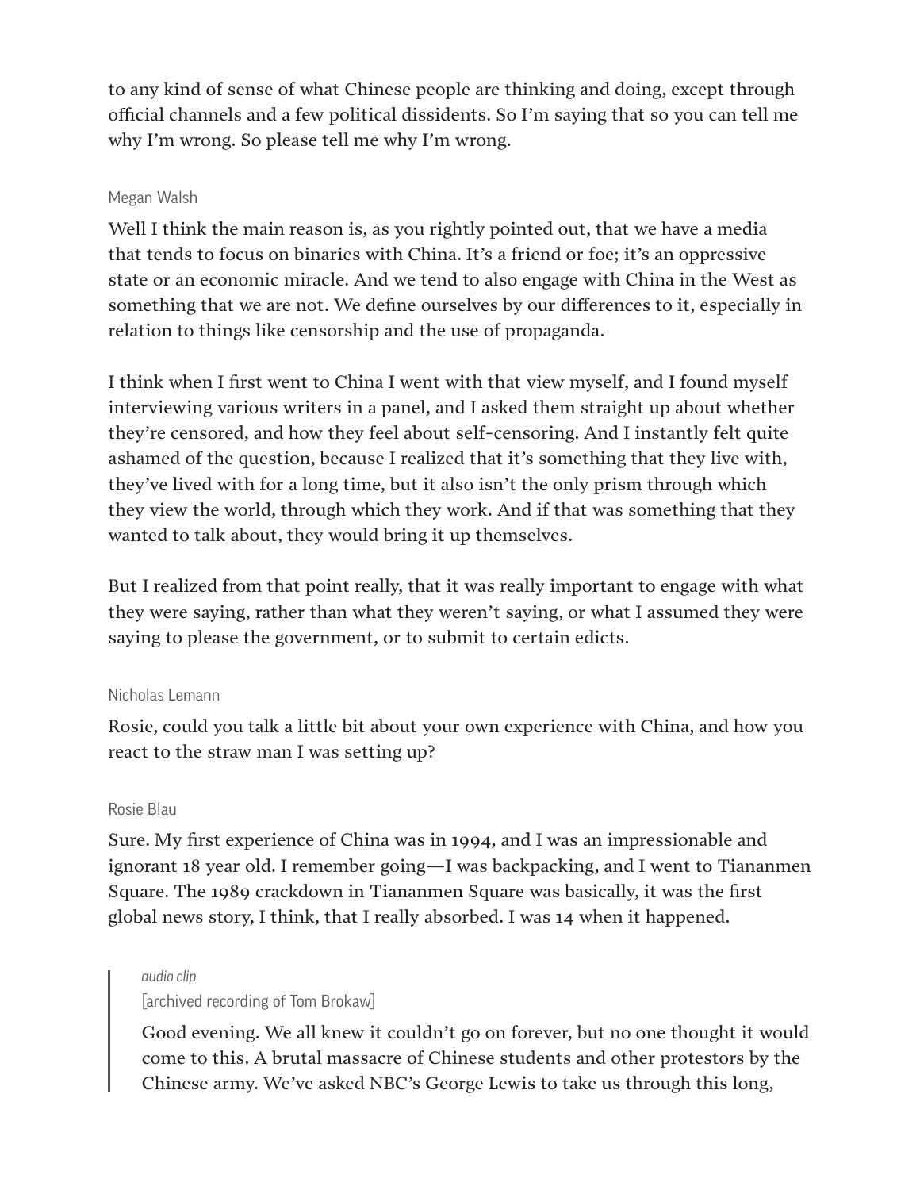to any kind of sense of what Chinese people are thinking and doing, except through official channels and a few political dissidents. So I'm saying that so you can tell me why I'm wrong. So please tell me why I'm wrong.

Megan Walsh

Well I think the main reason is, as you rightly pointed out, that we have a media that tends to focus on binaries with China. It's a friend or foe; it's an oppressive state or an economic miracle. And we tend to also engage with China in the West as something that we are not. We define ourselves by our differences to it, especially in relation to things like censorship and the use of propaganda.

I think when I first went to China I went with that view myself, and I found myself interviewing various writers in a panel, and I asked them straight up about whether they're censored, and how they feel about self-censoring. And I instantly felt quite ashamed of the question, because I realized that it's something that they live with, they've lived with for a long time, but it also isn't the only prism through which they view the world, through which they work. And if that was something that they wanted to talk about, they would bring it up themselves.

But I realized from that point really, that it was really important to engage with what they were saying, rather than what they weren't saying, or what I assumed they were saying to please the government, or to submit to certain edicts.

Nicholas Lemann

Rosie, could you talk a little bit about your own experience with China, and how you react to the straw man I was setting up?

Rosie Blau

Sure. My first experience of China was in 1994, and I was an impressionable and ignorant 18 year old. I remember going—I was backpacking, and I went to Tiananmen Square. The 1989 crackdown in Tiananmen Square was basically, it was the first global news story, I think, that I really absorbed. I was 14 when it happened.

> *audio clip*
>
> [archived recording of Tom Brokaw]
>
> Good evening. We all knew it couldn't go on forever, but no one thought it would come to this. A brutal massacre of Chinese students and other protestors by the Chinese army. We've asked NBC's George Lewis to take us through this long,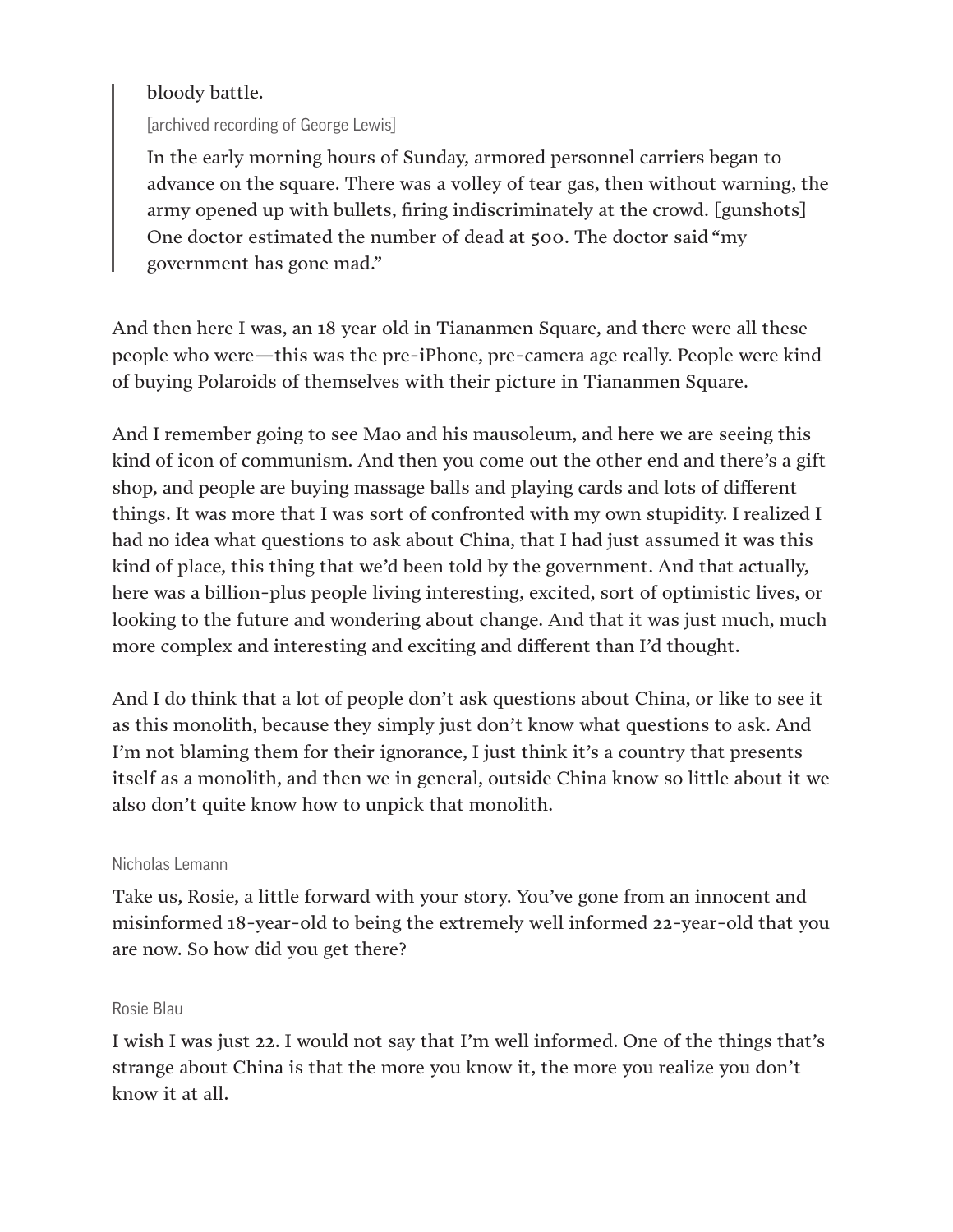> bloody battle.
>
> [archived recording of George Lewis]
>
> In the early morning hours of Sunday, armored personnel carriers began to advance on the square. There was a volley of tear gas, then without warning, the army opened up with bullets, firing indiscriminately at the crowd. [gunshots] One doctor estimated the number of dead at 500. The doctor said "my government has gone mad."

And then here I was, an 18 year old in Tiananmen Square, and there were all these people who were—this was the pre-iPhone, pre-camera age really. People were kind of buying Polaroids of themselves with their picture in Tiananmen Square.

And I remember going to see Mao and his mausoleum, and here we are seeing this kind of icon of communism. And then you come out the other end and there's a gift shop, and people are buying massage balls and playing cards and lots of different things. It was more that I was sort of confronted with my own stupidity. I realized I had no idea what questions to ask about China, that I had just assumed it was this kind of place, this thing that we'd been told by the government. And that actually, here was a billion-plus people living interesting, excited, sort of optimistic lives, or looking to the future and wondering about change. And that it was just much, much more complex and interesting and exciting and different than I'd thought.

And I do think that a lot of people don't ask questions about China, or like to see it as this monolith, because they simply just don't know what questions to ask. And I'm not blaming them for their ignorance, I just think it's a country that presents itself as a monolith, and then we in general, outside China know so little about it we also don't quite know how to unpick that monolith.

Nicholas Lemann

Take us, Rosie, a little forward with your story. You've gone from an innocent and misinformed 18-year-old to being the extremely well informed 22-year-old that you are now. So how did you get there?

Rosie Blau

I wish I was just 22. I would not say that I'm well informed. One of the things that's strange about China is that the more you know it, the more you realize you don't know it at all.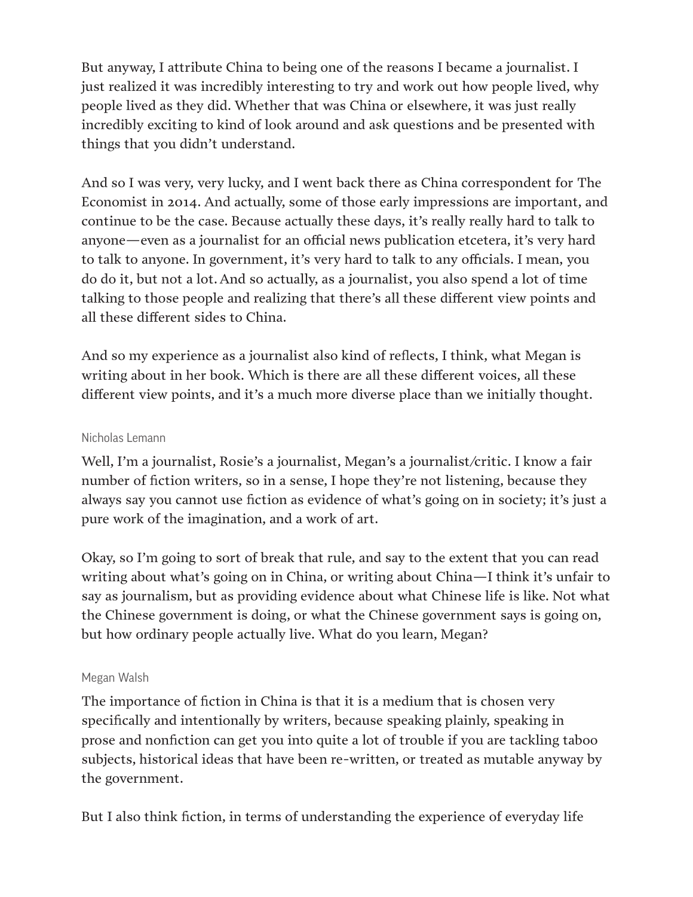But anyway, I attribute China to being one of the reasons I became a journalist. I just realized it was incredibly interesting to try and work out how people lived, why people lived as they did. Whether that was China or elsewhere, it was just really incredibly exciting to kind of look around and ask questions and be presented with things that you didn't understand.

And so I was very, very lucky, and I went back there as China correspondent for The Economist in 2014. And actually, some of those early impressions are important, and continue to be the case. Because actually these days, it's really really hard to talk to anyone—even as a journalist for an official news publication etcetera, it's very hard to talk to anyone. In government, it's very hard to talk to any officials. I mean, you do do it, but not a lot. And so actually, as a journalist, you also spend a lot of time talking to those people and realizing that there's all these different view points and all these different sides to China.

And so my experience as a journalist also kind of reflects, I think, what Megan is writing about in her book. Which is there are all these different voices, all these different view points, and it's a much more diverse place than we initially thought.

Nicholas Lemann

Well, I'm a journalist, Rosie's a journalist, Megan's a journalist/critic. I know a fair number of fiction writers, so in a sense, I hope they're not listening, because they always say you cannot use fiction as evidence of what's going on in society; it's just a pure work of the imagination, and a work of art.

Okay, so I'm going to sort of break that rule, and say to the extent that you can read writing about what's going on in China, or writing about China—I think it's unfair to say as journalism, but as providing evidence about what Chinese life is like. Not what the Chinese government is doing, or what the Chinese government says is going on, but how ordinary people actually live. What do you learn, Megan?

Megan Walsh

The importance of fiction in China is that it is a medium that is chosen very specifically and intentionally by writers, because speaking plainly, speaking in prose and nonfiction can get you into quite a lot of trouble if you are tackling taboo subjects, historical ideas that have been re-written, or treated as mutable anyway by the government.

But I also think fiction, in terms of understanding the experience of everyday life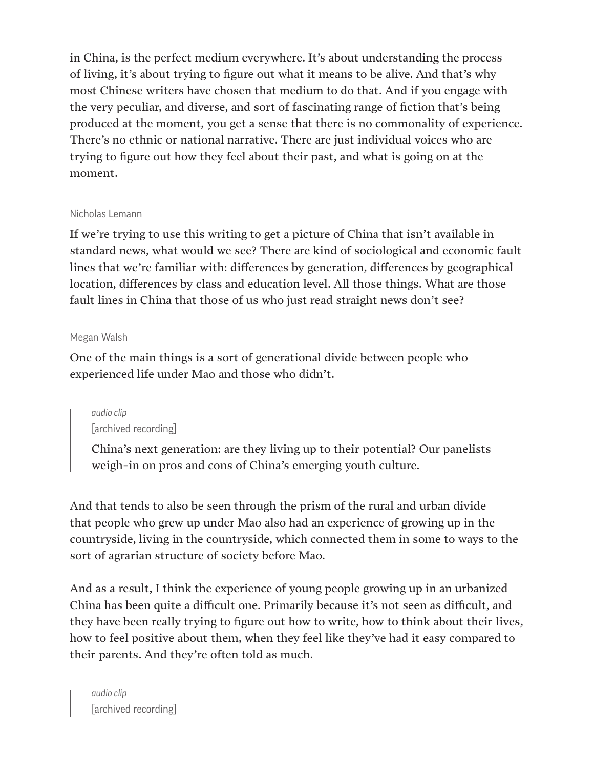in China, is the perfect medium everywhere. It's about understanding the process of living, it's about trying to figure out what it means to be alive. And that's why most Chinese writers have chosen that medium to do that. And if you engage with the very peculiar, and diverse, and sort of fascinating range of fiction that's being produced at the moment, you get a sense that there is no commonality of experience. There's no ethnic or national narrative. There are just individual voices who are trying to figure out how they feel about their past, and what is going on at the moment.

Nicholas Lemann

If we're trying to use this writing to get a picture of China that isn't available in standard news, what would we see? There are kind of sociological and economic fault lines that we're familiar with: differences by generation, differences by geographical location, differences by class and education level. All those things. What are those fault lines in China that those of us who just read straight news don't see?

Megan Walsh

One of the main things is a sort of generational divide between people who experienced life under Mao and those who didn't.

> *audio clip*
> [archived recording]
>
> China's next generation: are they living up to their potential? Our panelists weigh-in on pros and cons of China's emerging youth culture.

And that tends to also be seen through the prism of the rural and urban divide that people who grew up under Mao also had an experience of growing up in the countryside, living in the countryside, which connected them in some to ways to the sort of agrarian structure of society before Mao.

And as a result, I think the experience of young people growing up in an urbanized China has been quite a difficult one. Primarily because it's not seen as difficult, and they have been really trying to figure out how to write, how to think about their lives, how to feel positive about them, when they feel like they've had it easy compared to their parents. And they're often told as much.

> *audio clip*
> [archived recording]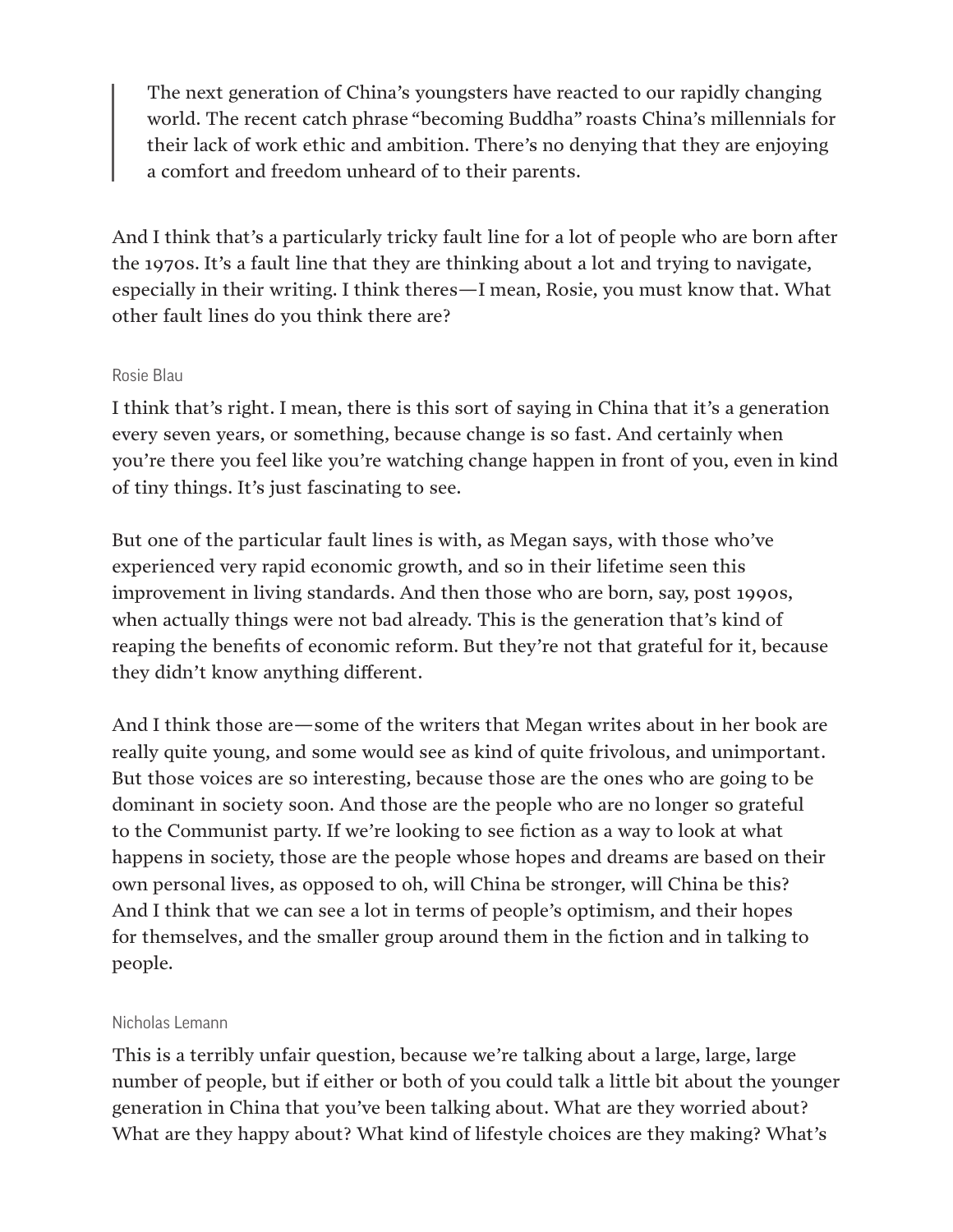> The next generation of China's youngsters have reacted to our rapidly changing world. The recent catch phrase "becoming Buddha" roasts China's millennials for their lack of work ethic and ambition. There's no denying that they are enjoying a comfort and freedom unheard of to their parents.

And I think that's a particularly tricky fault line for a lot of people who are born after the 1970s. It's a fault line that they are thinking about a lot and trying to navigate, especially in their writing. I think theres—I mean, Rosie, you must know that. What other fault lines do you think there are?

Rosie Blau

I think that's right. I mean, there is this sort of saying in China that it's a generation every seven years, or something, because change is so fast. And certainly when you're there you feel like you're watching change happen in front of you, even in kind of tiny things. It's just fascinating to see.

But one of the particular fault lines is with, as Megan says, with those who've experienced very rapid economic growth, and so in their lifetime seen this improvement in living standards. And then those who are born, say, post 1990s, when actually things were not bad already. This is the generation that's kind of reaping the benefits of economic reform. But they're not that grateful for it, because they didn't know anything different.

And I think those are—some of the writers that Megan writes about in her book are really quite young, and some would see as kind of quite frivolous, and unimportant. But those voices are so interesting, because those are the ones who are going to be dominant in society soon. And those are the people who are no longer so grateful to the Communist party. If we're looking to see fiction as a way to look at what happens in society, those are the people whose hopes and dreams are based on their own personal lives, as opposed to oh, will China be stronger, will China be this? And I think that we can see a lot in terms of people's optimism, and their hopes for themselves, and the smaller group around them in the fiction and in talking to people.

Nicholas Lemann

This is a terribly unfair question, because we're talking about a large, large, large number of people, but if either or both of you could talk a little bit about the younger generation in China that you've been talking about. What are they worried about? What are they happy about? What kind of lifestyle choices are they making? What's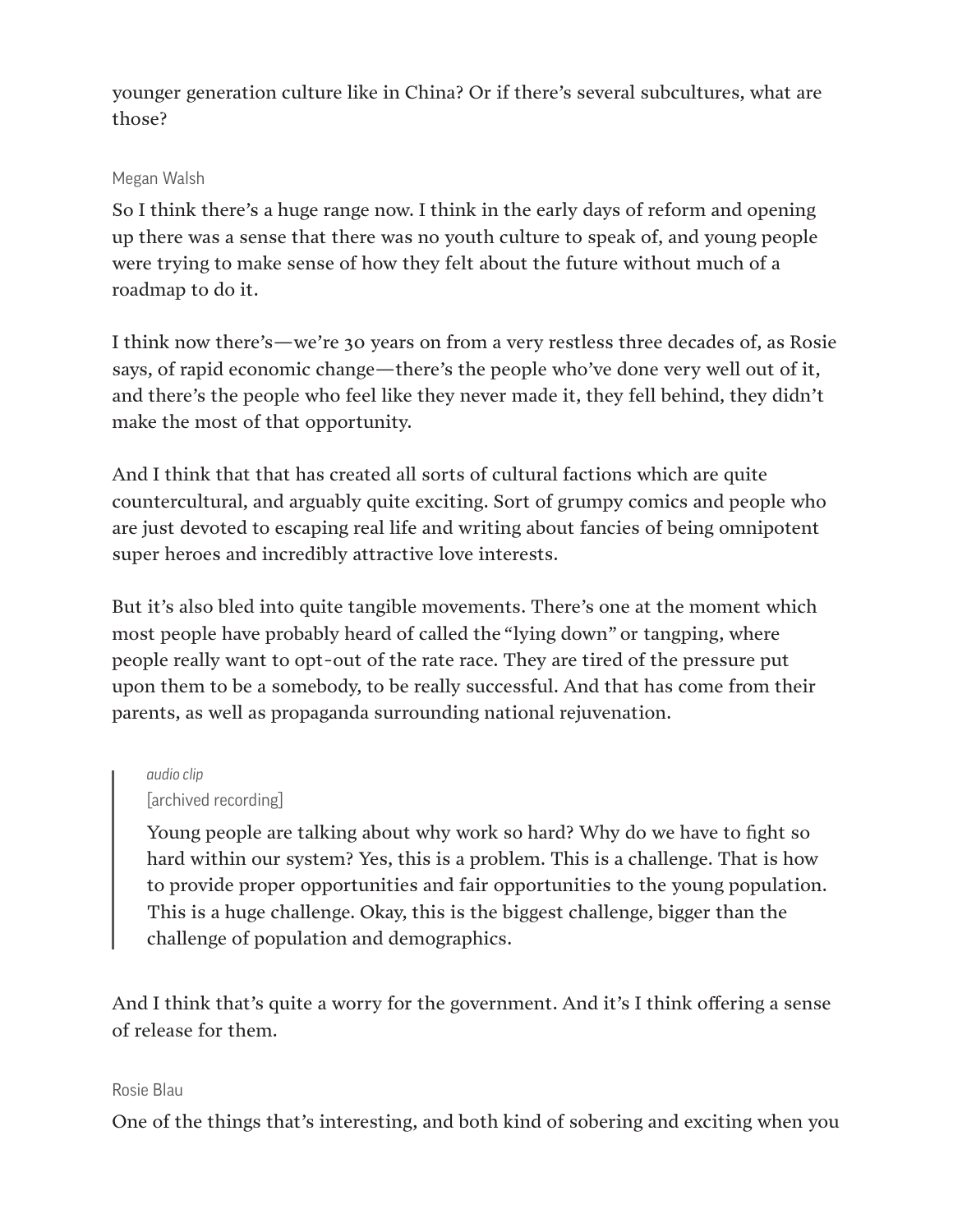younger generation culture like in China? Or if there's several subcultures, what are those?

Megan Walsh

So I think there's a huge range now. I think in the early days of reform and opening up there was a sense that there was no youth culture to speak of, and young people were trying to make sense of how they felt about the future without much of a roadmap to do it.

I think now there's—we're 30 years on from a very restless three decades of, as Rosie says, of rapid economic change—there's the people who've done very well out of it, and there's the people who feel like they never made it, they fell behind, they didn't make the most of that opportunity.

And I think that that has created all sorts of cultural factions which are quite countercultural, and arguably quite exciting. Sort of grumpy comics and people who are just devoted to escaping real life and writing about fancies of being omnipotent super heroes and incredibly attractive love interests.

But it's also bled into quite tangible movements. There's one at the moment which most people have probably heard of called the "lying down" or tangping, where people really want to opt-out of the rate race. They are tired of the pressure put upon them to be a somebody, to be really successful. And that has come from their parents, as well as propaganda surrounding national rejuvenation.

> *audio clip*
>
> [archived recording]
>
> Young people are talking about why work so hard? Why do we have to fight so hard within our system? Yes, this is a problem. This is a challenge. That is how to provide proper opportunities and fair opportunities to the young population. This is a huge challenge. Okay, this is the biggest challenge, bigger than the challenge of population and demographics.

And I think that's quite a worry for the government. And it's I think offering a sense of release for them.

Rosie Blau

One of the things that's interesting, and both kind of sobering and exciting when you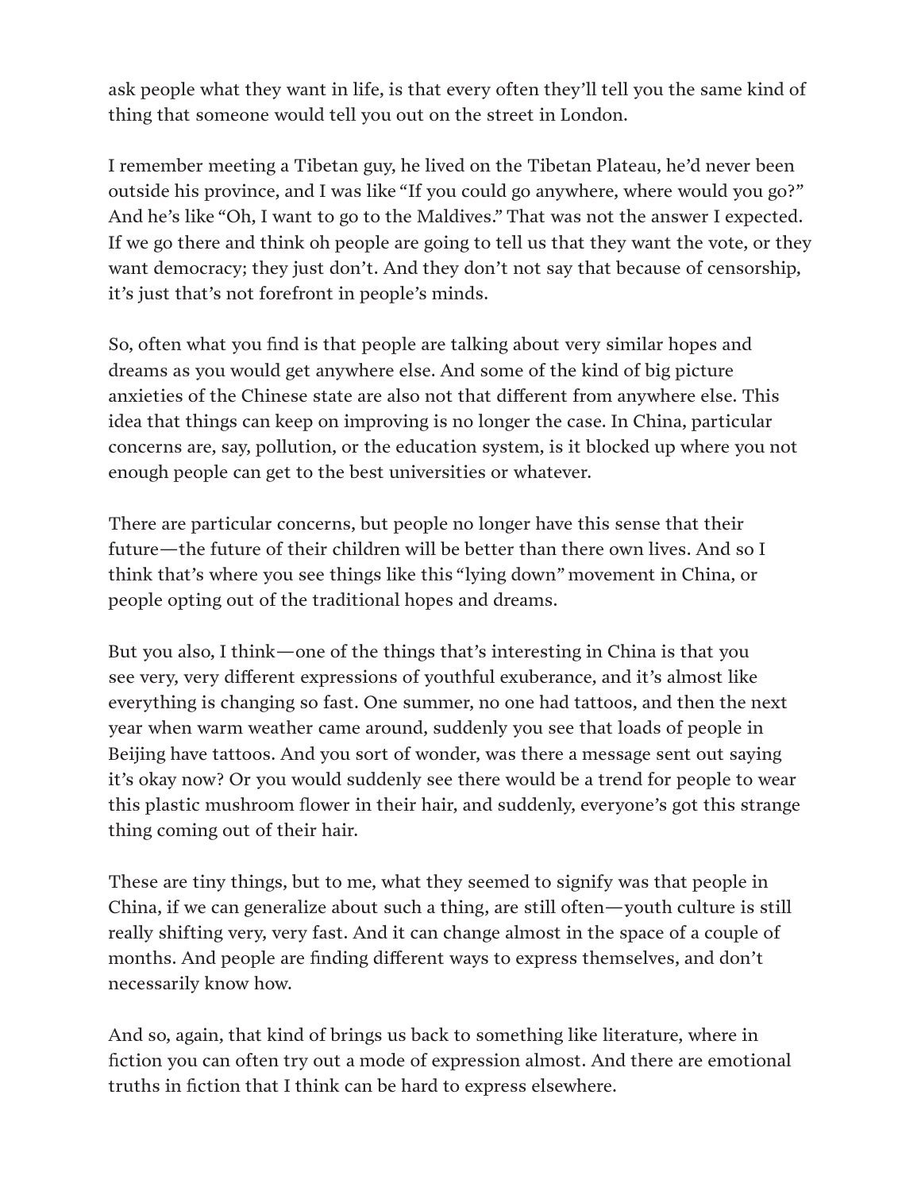ask people what they want in life, is that every often they'll tell you the same kind of thing that someone would tell you out on the street in London.

I remember meeting a Tibetan guy, he lived on the Tibetan Plateau, he'd never been outside his province, and I was like "If you could go anywhere, where would you go?" And he's like "Oh, I want to go to the Maldives." That was not the answer I expected. If we go there and think oh people are going to tell us that they want the vote, or they want democracy; they just don't. And they don't not say that because of censorship, it's just that's not forefront in people's minds.

So, often what you find is that people are talking about very similar hopes and dreams as you would get anywhere else. And some of the kind of big picture anxieties of the Chinese state are also not that different from anywhere else. This idea that things can keep on improving is no longer the case. In China, particular concerns are, say, pollution, or the education system, is it blocked up where you not enough people can get to the best universities or whatever.

There are particular concerns, but people no longer have this sense that their future—the future of their children will be better than there own lives. And so I think that's where you see things like this "lying down" movement in China, or people opting out of the traditional hopes and dreams.

But you also, I think—one of the things that's interesting in China is that you see very, very different expressions of youthful exuberance, and it's almost like everything is changing so fast. One summer, no one had tattoos, and then the next year when warm weather came around, suddenly you see that loads of people in Beijing have tattoos. And you sort of wonder, was there a message sent out saying it's okay now? Or you would suddenly see there would be a trend for people to wear this plastic mushroom flower in their hair, and suddenly, everyone's got this strange thing coming out of their hair.

These are tiny things, but to me, what they seemed to signify was that people in China, if we can generalize about such a thing, are still often—youth culture is still really shifting very, very fast. And it can change almost in the space of a couple of months. And people are finding different ways to express themselves, and don't necessarily know how.

And so, again, that kind of brings us back to something like literature, where in fiction you can often try out a mode of expression almost. And there are emotional truths in fiction that I think can be hard to express elsewhere.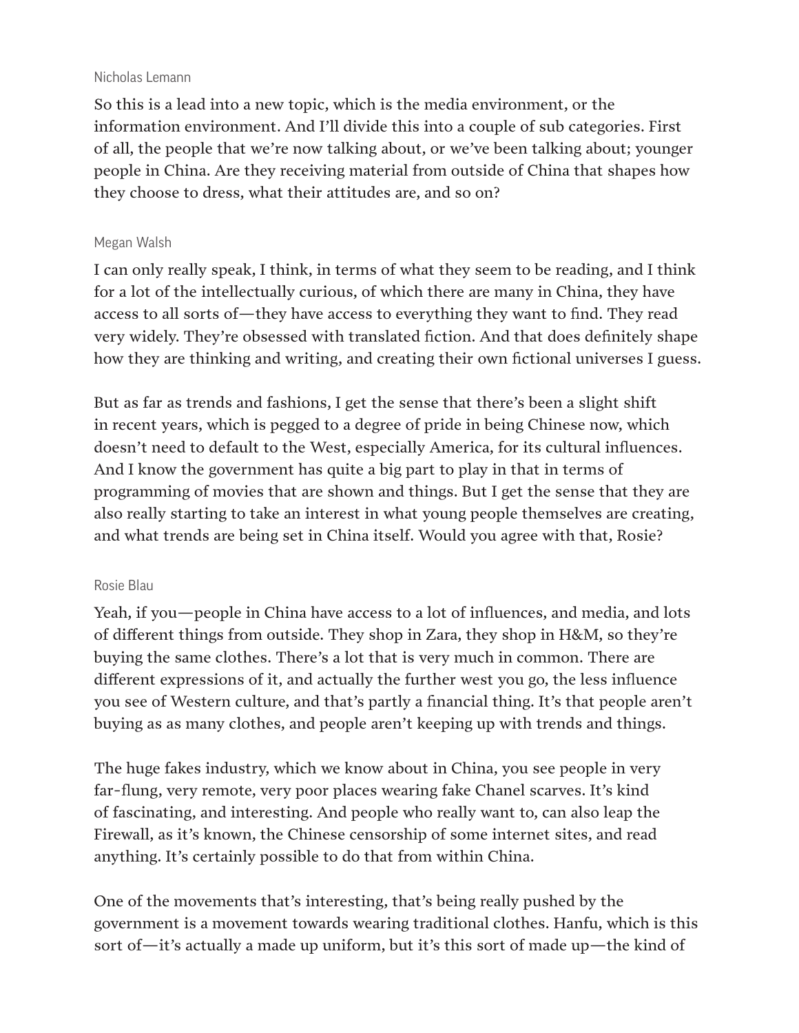Nicholas Lemann

So this is a lead into a new topic, which is the media environment, or the information environment. And I'll divide this into a couple of sub categories. First of all, the people that we're now talking about, or we've been talking about; younger people in China. Are they receiving material from outside of China that shapes how they choose to dress, what their attitudes are, and so on?

Megan Walsh

I can only really speak, I think, in terms of what they seem to be reading, and I think for a lot of the intellectually curious, of which there are many in China, they have access to all sorts of—they have access to everything they want to find. They read very widely. They're obsessed with translated fiction. And that does definitely shape how they are thinking and writing, and creating their own fictional universes I guess.

But as far as trends and fashions, I get the sense that there's been a slight shift in recent years, which is pegged to a degree of pride in being Chinese now, which doesn't need to default to the West, especially America, for its cultural influences. And I know the government has quite a big part to play in that in terms of programming of movies that are shown and things. But I get the sense that they are also really starting to take an interest in what young people themselves are creating, and what trends are being set in China itself. Would you agree with that, Rosie?

Rosie Blau

Yeah, if you—people in China have access to a lot of influences, and media, and lots of different things from outside. They shop in Zara, they shop in H&M, so they're buying the same clothes. There's a lot that is very much in common. There are different expressions of it, and actually the further west you go, the less influence you see of Western culture, and that's partly a financial thing. It's that people aren't buying as as many clothes, and people aren't keeping up with trends and things.

The huge fakes industry, which we know about in China, you see people in very far-flung, very remote, very poor places wearing fake Chanel scarves. It's kind of fascinating, and interesting. And people who really want to, can also leap the Firewall, as it's known, the Chinese censorship of some internet sites, and read anything. It's certainly possible to do that from within China.

One of the movements that's interesting, that's being really pushed by the government is a movement towards wearing traditional clothes. Hanfu, which is this sort of—it's actually a made up uniform, but it's this sort of made up—the kind of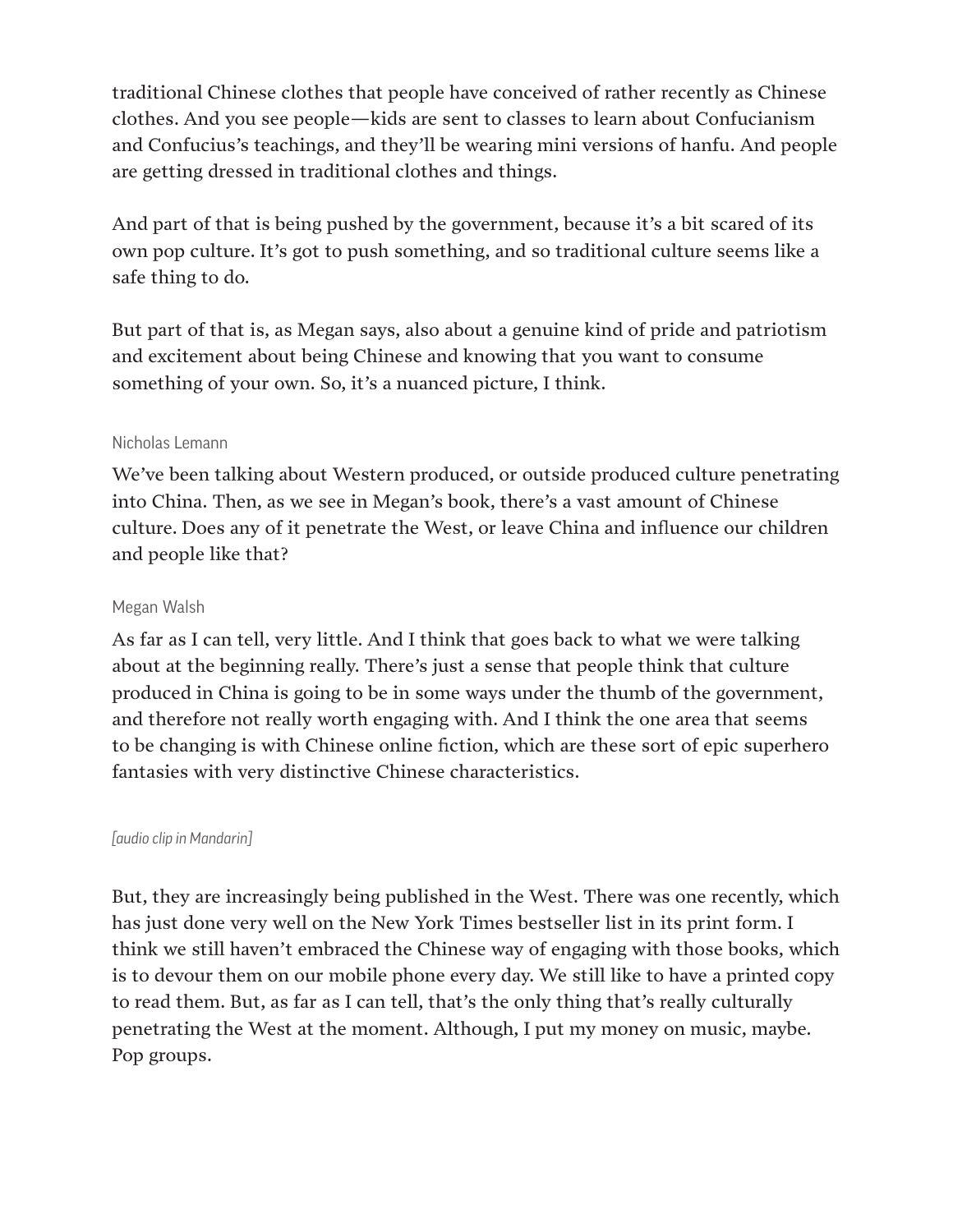traditional Chinese clothes that people have conceived of rather recently as Chinese clothes. And you see people—kids are sent to classes to learn about Confucianism and Confucius's teachings, and they'll be wearing mini versions of hanfu. And people are getting dressed in traditional clothes and things.

And part of that is being pushed by the government, because it's a bit scared of its own pop culture. It's got to push something, and so traditional culture seems like a safe thing to do.

But part of that is, as Megan says, also about a genuine kind of pride and patriotism and excitement about being Chinese and knowing that you want to consume something of your own. So, it's a nuanced picture, I think.

Nicholas Lemann

We've been talking about Western produced, or outside produced culture penetrating into China. Then, as we see in Megan's book, there's a vast amount of Chinese culture. Does any of it penetrate the West, or leave China and influence our children and people like that?

Megan Walsh

As far as I can tell, very little. And I think that goes back to what we were talking about at the beginning really. There's just a sense that people think that culture produced in China is going to be in some ways under the thumb of the government, and therefore not really worth engaging with. And I think the one area that seems to be changing is with Chinese online fiction, which are these sort of epic superhero fantasies with very distinctive Chinese characteristics.

*[audio clip in Mandarin]*

But, they are increasingly being published in the West. There was one recently, which has just done very well on the New York Times bestseller list in its print form. I think we still haven't embraced the Chinese way of engaging with those books, which is to devour them on our mobile phone every day. We still like to have a printed copy to read them. But, as far as I can tell, that's the only thing that's really culturally penetrating the West at the moment. Although, I put my money on music, maybe. Pop groups.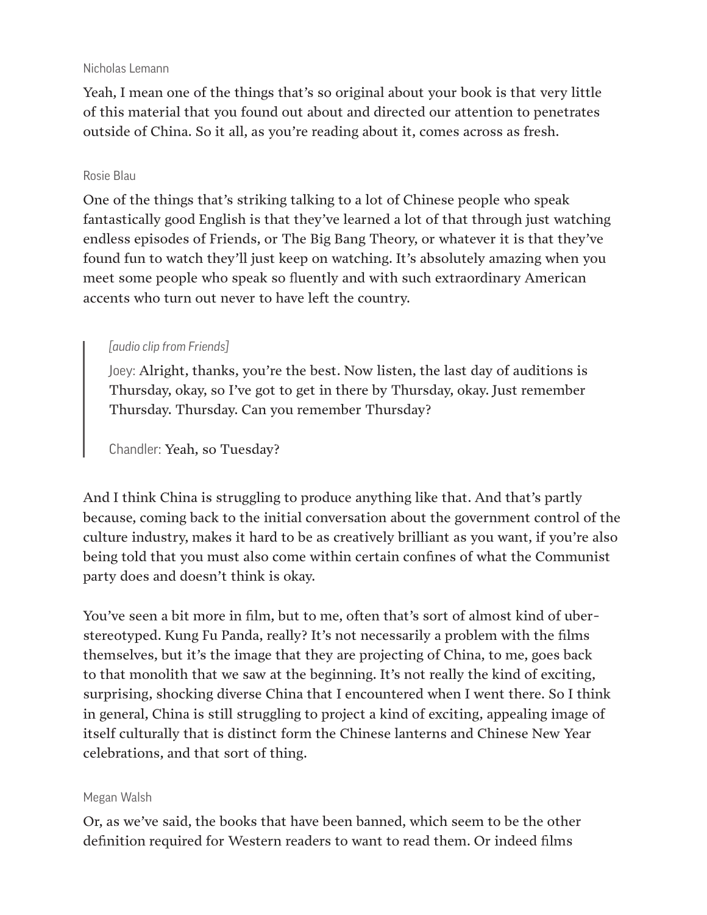Nicholas Lemann

Yeah, I mean one of the things that's so original about your book is that very little of this material that you found out about and directed our attention to penetrates outside of China. So it all, as you're reading about it, comes across as fresh.

Rosie Blau

One of the things that's striking talking to a lot of Chinese people who speak fantastically good English is that they've learned a lot of that through just watching endless episodes of Friends, or The Big Bang Theory, or whatever it is that they've found fun to watch they'll just keep on watching. It's absolutely amazing when you meet some people who speak so fluently and with such extraordinary American accents who turn out never to have left the country.

> *[audio clip from Friends]*
>
> Joey: Alright, thanks, you're the best. Now listen, the last day of auditions is Thursday, okay, so I've got to get in there by Thursday, okay. Just remember Thursday. Thursday. Can you remember Thursday?
>
> Chandler: Yeah, so Tuesday?

And I think China is struggling to produce anything like that. And that's partly because, coming back to the initial conversation about the government control of the culture industry, makes it hard to be as creatively brilliant as you want, if you're also being told that you must also come within certain confines of what the Communist party does and doesn't think is okay.

You've seen a bit more in film, but to me, often that's sort of almost kind of uber-stereotyped. Kung Fu Panda, really? It's not necessarily a problem with the films themselves, but it's the image that they are projecting of China, to me, goes back to that monolith that we saw at the beginning. It's not really the kind of exciting, surprising, shocking diverse China that I encountered when I went there. So I think in general, China is still struggling to project a kind of exciting, appealing image of itself culturally that is distinct form the Chinese lanterns and Chinese New Year celebrations, and that sort of thing.

Megan Walsh

Or, as we've said, the books that have been banned, which seem to be the other definition required for Western readers to want to read them. Or indeed films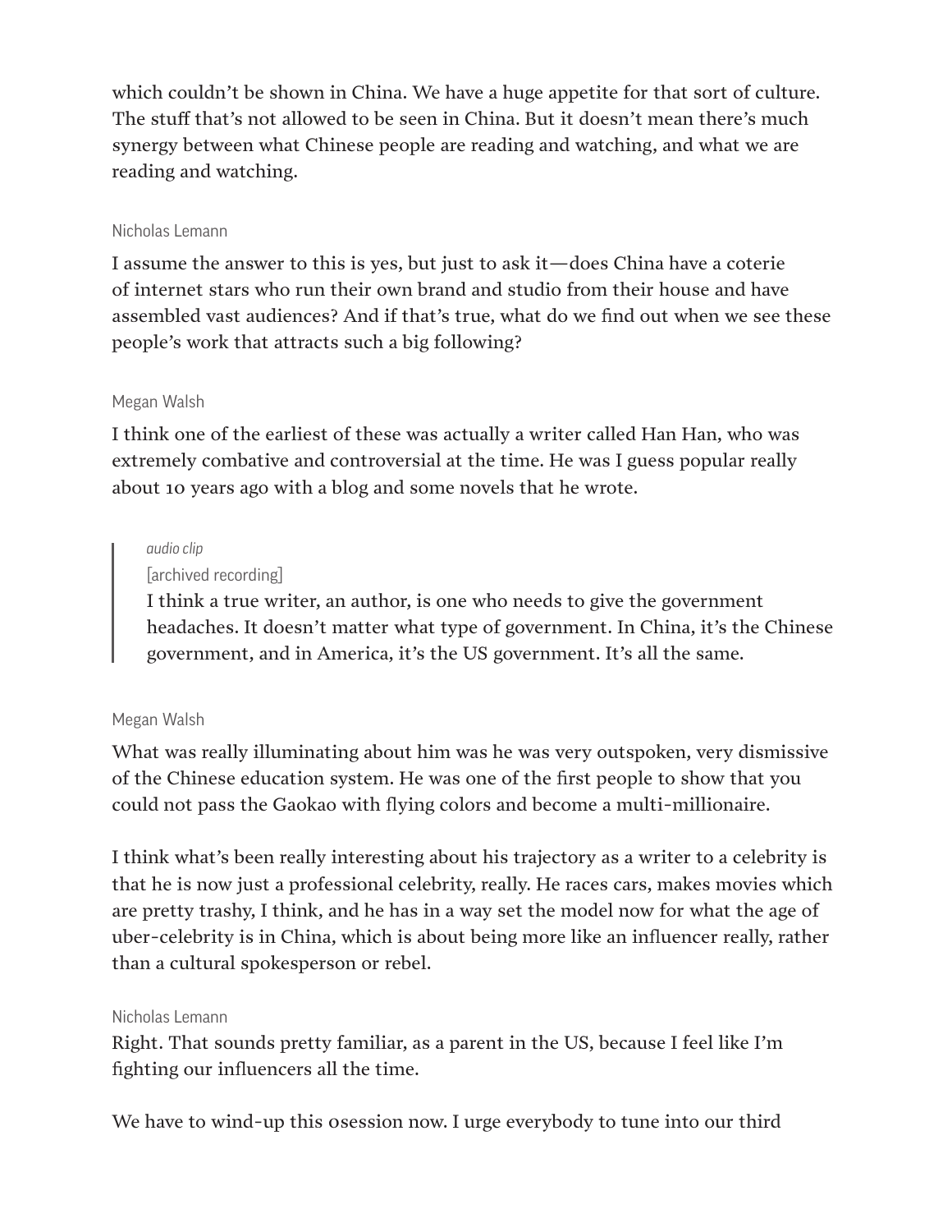which couldn't be shown in China. We have a huge appetite for that sort of culture. The stuff that's not allowed to be seen in China. But it doesn't mean there's much synergy between what Chinese people are reading and watching, and what we are reading and watching.

Nicholas Lemann

I assume the answer to this is yes, but just to ask it—does China have a coterie of internet stars who run their own brand and studio from their house and have assembled vast audiences? And if that's true, what do we find out when we see these people's work that attracts such a big following?

Megan Walsh

I think one of the earliest of these was actually a writer called Han Han, who was extremely combative and controversial at the time. He was I guess popular really about 10 years ago with a blog and some novels that he wrote.

> *audio clip*
>
> [archived recording]
>
> I think a true writer, an author, is one who needs to give the government headaches. It doesn't matter what type of government. In China, it's the Chinese government, and in America, it's the US government. It's all the same.

Megan Walsh

What was really illuminating about him was he was very outspoken, very dismissive of the Chinese education system. He was one of the first people to show that you could not pass the Gaokao with flying colors and become a multi-millionaire.

I think what's been really interesting about his trajectory as a writer to a celebrity is that he is now just a professional celebrity, really. He races cars, makes movies which are pretty trashy, I think, and he has in a way set the model now for what the age of uber-celebrity is in China, which is about being more like an influencer really, rather than a cultural spokesperson or rebel.

Nicholas Lemann

Right. That sounds pretty familiar, as a parent in the US, because I feel like I'm fighting our influencers all the time.

We have to wind-up this osession now. I urge everybody to tune into our third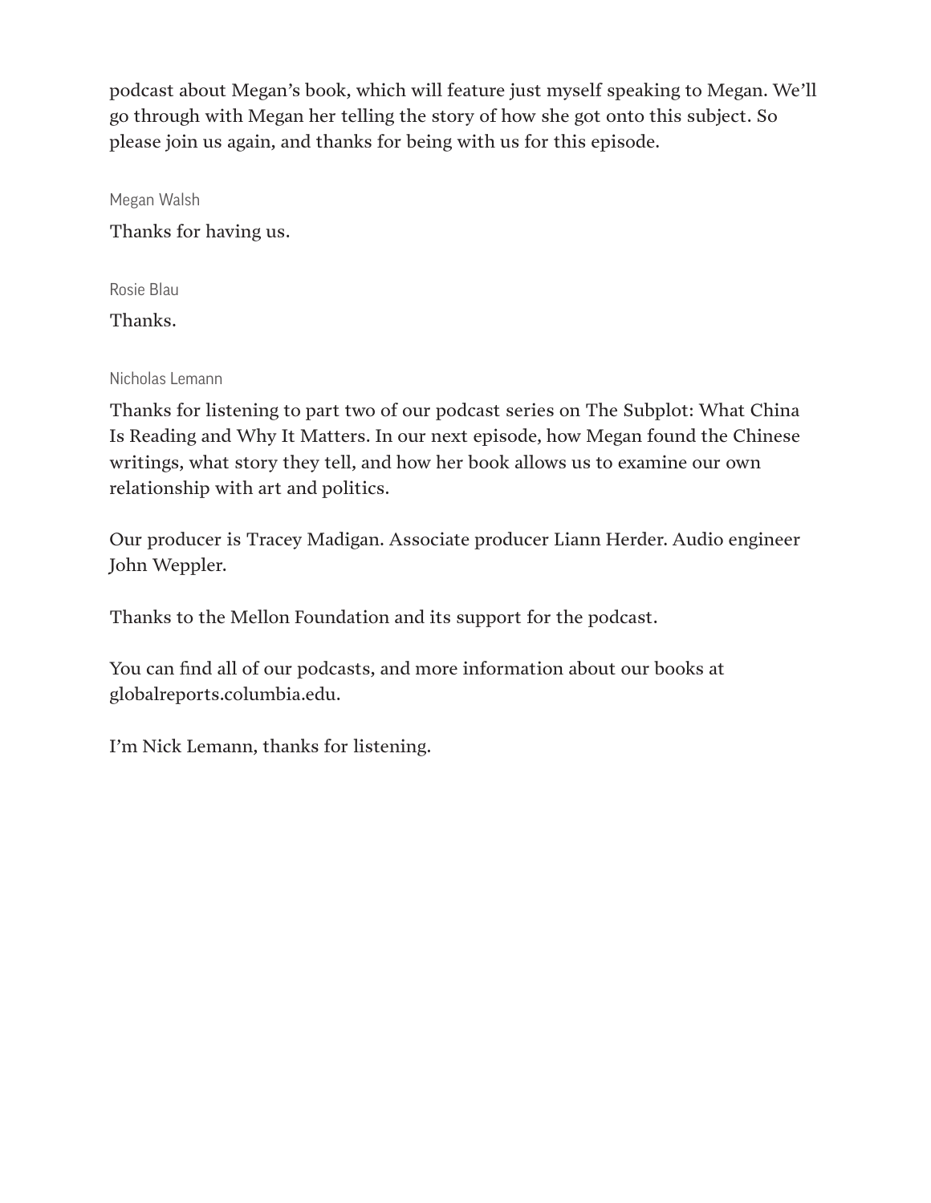podcast about Megan's book, which will feature just myself speaking to Megan. We'll go through with Megan her telling the story of how she got onto this subject. So please join us again, and thanks for being with us for this episode.

Megan Walsh

Thanks for having us.

Rosie Blau

Thanks.

Nicholas Lemann

Thanks for listening to part two of our podcast series on The Subplot: What China Is Reading and Why It Matters. In our next episode, how Megan found the Chinese writings, what story they tell, and how her book allows us to examine our own relationship with art and politics.

Our producer is Tracey Madigan. Associate producer Liann Herder. Audio engineer John Weppler.

Thanks to the Mellon Foundation and its support for the podcast.

You can find all of our podcasts, and more information about our books at globalreports.columbia.edu.

I'm Nick Lemann, thanks for listening.